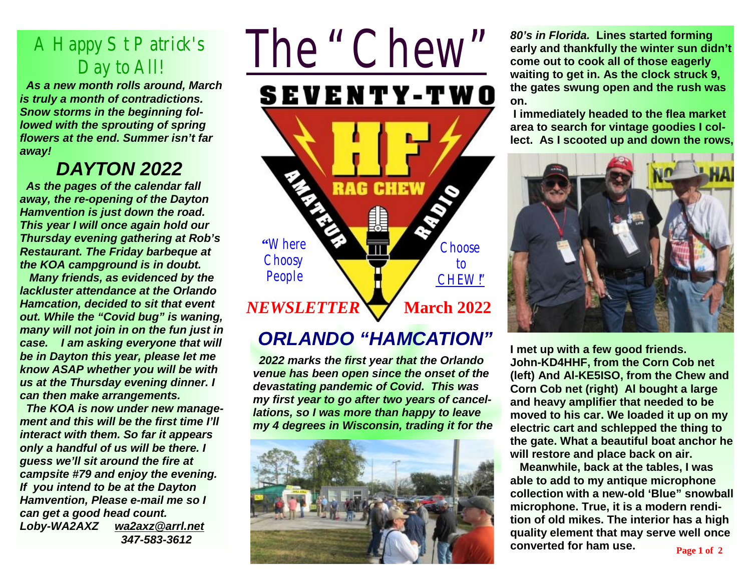# The "Chew"

**SEVENTY-TWO**

**HF**

**AMATEUR RAG CHEW RADIO**

"Where Choosy People Choose to CHEW!"

***NEWSLETTER*** **March 2022**

## A Happy St Patrick's Day to All!

***As a new month rolls around, March is truly a month of contradictions. Snow storms in the beginning followed with the sprouting of spring flowers at the end. Summer isn't far away!***

## *DAYTON 2022*

***As the pages of the calendar fall away, the re-opening of the Dayton Hamvention is just down the road. This year I will once again hold our Thursday evening gathering at Rob's Restaurant. The Friday barbeque at the KOA campground is in doubt.***

***Many friends, as evidenced by the lackluster attendance at the Orlando Hamcation, decided to sit that event out. While the "Covid bug" is waning, many will not join in on the fun just in case. I am asking everyone that will be in Dayton this year, please let me know ASAP whether you will be with us at the Thursday evening dinner. I can then make arrangements.***

***The KOA is now under new management and this will be the first time I'll interact with them. So far it appears only a handful of us will be there. I guess we'll sit around the fire at campsite #79 and enjoy the evening. If you intend to be at the Dayton Hamvention, Please e-mail me so I can get a good head count.***

***Loby-WA2AXZ*** ***wa2axz@arrl.net***
***347-583-3612***

## *ORLANDO "HAMCATION"*

***2022 marks the first year that the Orlando venue has been open since the onset of the devastating pandemic of Covid. This was my first year to go after two years of cancellations, so I was more than happy to leave my 4 degrees in Wisconsin, trading it for the 80's in Florida.*** **Lines started forming early and thankfully the winter sun didn't come out to cook all of those eagerly waiting to get in. As the clock struck 9, the gates swung open and the rush was on.**

**I immediately headed to the flea market area to search for vintage goodies I collect. As I scooted up and down the rows, I met up with a few good friends. John-KD4HHF, from the Corn Cob net (left) And Al-KE5ISO, from the Chew and Corn Cob net (right) Al bought a large and heavy amplifier that needed to be moved to his car. We loaded it up on my electric cart and schlepped the thing to the gate. What a beautiful boat anchor he will restore and place back on air.**

**Meanwhile, back at the tables, I was able to add to my antique microphone collection with a new-old 'Blue" snowball microphone. True, it is a modern rendition of old mikes. The interior has a high quality element that may serve well once converted for ham use.**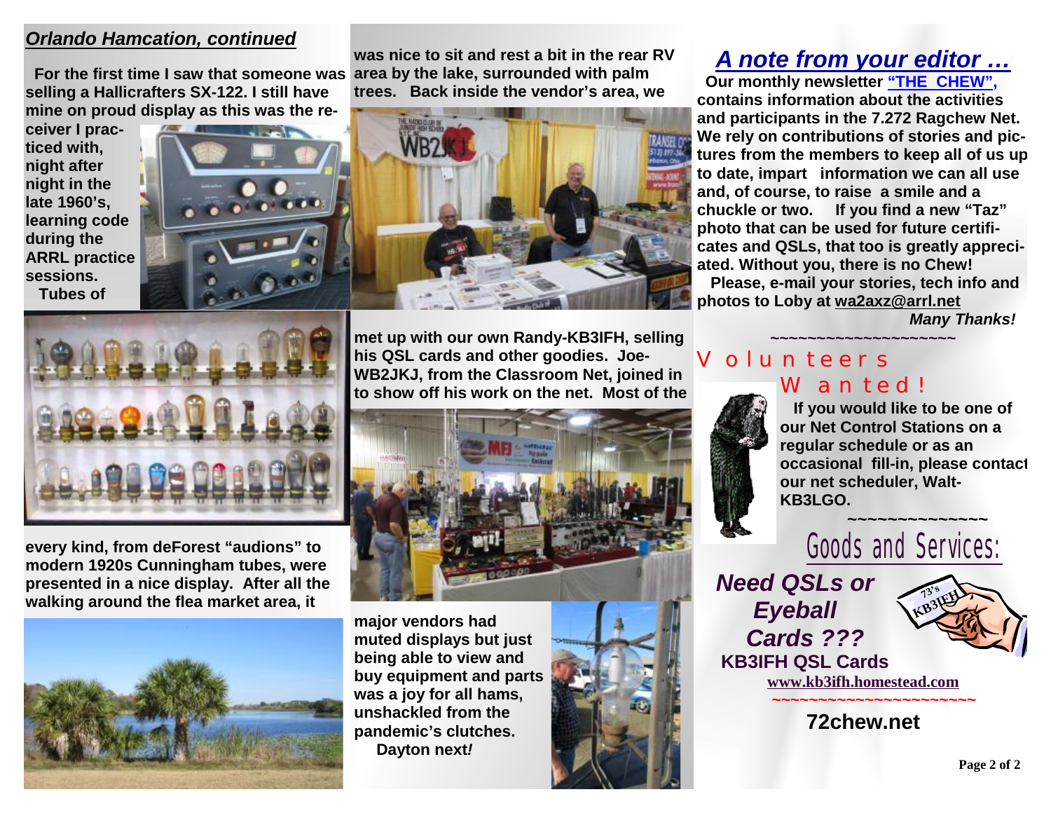## *Orlando Hamcation, continued*

**For the first time I saw that someone was selling a Hallicrafters SX-122. I still have mine on proud display as this was the receiver I practiced with, night after night in the late 1960's, learning code during the ARRL practice sessions. Tubes of every kind, from deForest "audions" to modern 1920s Cunningham tubes, were presented in a nice display. After all the walking around the flea market area, it was nice to sit and rest a bit in the rear RV area by the lake, surrounded with palm trees. Back inside the vendor's area, we met up with our own Randy-KB3IFH, selling his QSL cards and other goodies. Joe-WB2JKJ, from the Classroom Net, joined in to show off his work on the net. Most of the major vendors had muted displays but just being able to view and buy equipment and parts was a joy for all hams, unshackled from the pandemic's clutches.**

**Dayton next*!***

## *A note from your editor …*

**Our monthly newsletter "THE CHEW", contains information about the activities and participants in the 7.272 Ragchew Net. We rely on contributions of stories and pictures from the members to keep all of us up to date, impart information we can all use and, of course, to raise a smile and a chuckle or two. If you find a new "Taz" photo that can be used for future certificates and QSLs, that too is greatly appreciated. Without you, there is no Chew!**

**Please, e-mail your stories, tech info and photos to Loby at wa2axz@arrl.net**

***Many Thanks!***

~~~~~~~~~~~~~~~~~~~~~

## Volunteers Wanted!

**If you would like to be one of our Net Control Stations on a regular schedule or as an occasional fill-in, please contact our net scheduler, Walt-KB3LGO.**

~~~~~~~~~~~~~~~

## Goods and Services:

***Need QSLs or Eyeball Cards ???***

**KB3IFH QSL Cards**

**www.kb3ifh.homestead.com**

~~~~~~~~~~~~~~~~~~~~~~~

**72chew.net**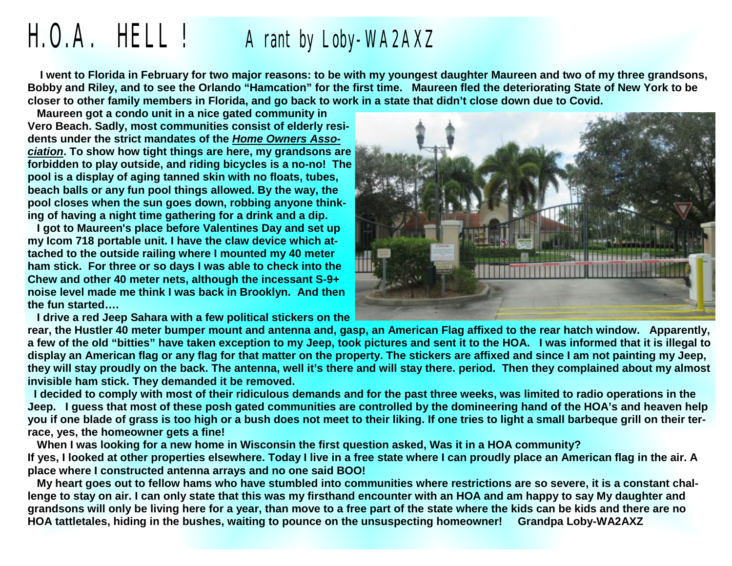# H.O.A. HELL ! A rant by Loby-WA2AXZ

**I went to Florida in February for two major reasons: to be with my youngest daughter Maureen and two of my three grandsons, Bobby and Riley, and to see the Orlando "Hamcation" for the first time. Maureen fled the deteriorating State of New York to be closer to other family members in Florida, and go back to work in a state that didn't close down due to Covid.**

**Maureen got a condo unit in a nice gated community in Vero Beach. Sadly, most communities consist of elderly residents under the strict mandates of the *Home Owners Association*. To show how tight things are here, my grandsons are forbidden to play outside, and riding bicycles is a no-no! The pool is a display of aging tanned skin with no floats, tubes, beach balls or any fun pool things allowed. By the way, the pool closes when the sun goes down, robbing anyone thinking of having a night time gathering for a drink and a dip.**

**I got to Maureen's place before Valentines Day and set up my Icom 718 portable unit. I have the claw device which attached to the outside railing where I mounted my 40 meter ham stick. For three or so days I was able to check into the Chew and other 40 meter nets, although the incessant S-9+ noise level made me think I was back in Brooklyn. And then the fun started….**

**I drive a red Jeep Sahara with a few political stickers on the rear, the Hustler 40 meter bumper mount and antenna and, gasp, an American Flag affixed to the rear hatch window. Apparently, a few of the old "bitties" have taken exception to my Jeep, took pictures and sent it to the HOA. I was informed that it is illegal to display an American flag or any flag for that matter on the property. The stickers are affixed and since I am not painting my Jeep, they will stay proudly on the back. The antenna, well it's there and will stay there. period. Then they complained about my almost invisible ham stick. They demanded it be removed.**

**I decided to comply with most of their ridiculous demands and for the past three weeks, was limited to radio operations in the Jeep. I guess that most of these posh gated communities are controlled by the domineering hand of the HOA's and heaven help you if one blade of grass is too high or a bush does not meet to their liking. If one tries to light a small barbeque grill on their terrace, yes, the homeowner gets a fine!**

**When I was looking for a new home in Wisconsin the first question asked, Was it in a HOA community? If yes, I looked at other properties elsewhere. Today I live in a free state where I can proudly place an American flag in the air. A place where I constructed antenna arrays and no one said BOO!**

**My heart goes out to fellow hams who have stumbled into communities where restrictions are so severe, it is a constant challenge to stay on air. I can only state that this was my firsthand encounter with an HOA and am happy to say My daughter and grandsons will only be living here for a year, than move to a free part of the state where the kids can be kids and there are no HOA tattletales, hiding in the bushes, waiting to pounce on the unsuspecting homeowner! Grandpa Loby-WA2AXZ**